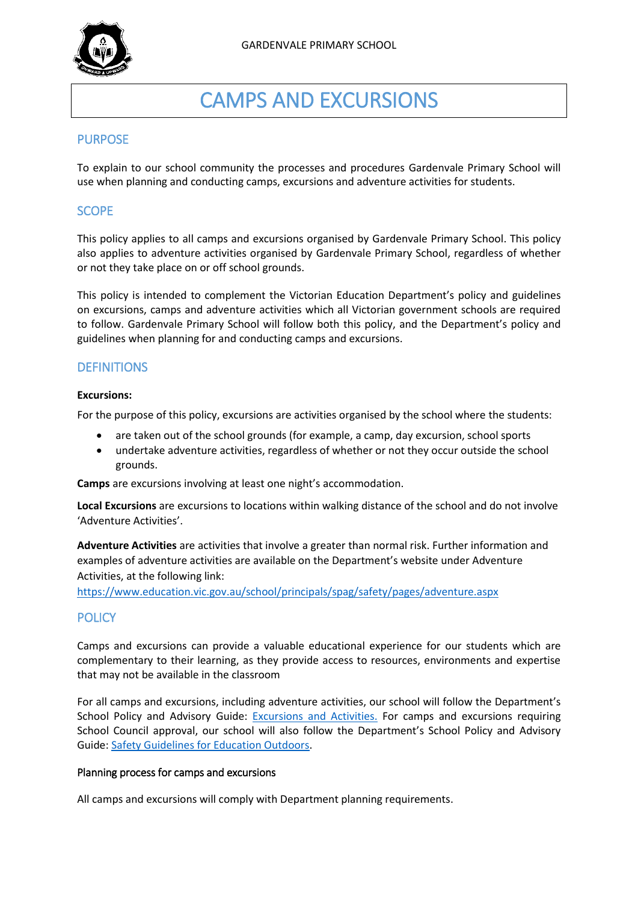GARDENVALE PRIMARY SCHOOL

# CAMPS AND EXCURSIONS

## PURPOSE

To explain to our school community the processes and procedures Gardenvale Primary School will use when planning and conducting camps, excursions and adventure activities for students.

## SCOPE

This policy applies to all camps and excursions organised by Gardenvale Primary School. This policy also applies to adventure activities organised by Gardenvale Primary School, regardless of whether or not they take place on or off school grounds.

This policy is intended to complement the Victorian Education Department's policy and guidelines on excursions, camps and adventure activities which all Victorian government schools are required to follow. Gardenvale Primary School will follow both this policy, and the Department's policy and guidelines when planning for and conducting camps and excursions.

## DEFINITIONS

**Excursions:**

For the purpose of this policy, excursions are activities organised by the school where the students:

- are taken out of the school grounds (for example, a camp, day excursion, school sports
- undertake adventure activities, regardless of whether or not they occur outside the school grounds.

**Camps** are excursions involving at least one night's accommodation.

**Local Excursions** are excursions to locations within walking distance of the school and do not involve 'Adventure Activities'.

**Adventure Activities** are activities that involve a greater than normal risk. Further information and examples of adventure activities are available on the Department's website under Adventure Activities, at the following link:
https://www.education.vic.gov.au/school/principals/spag/safety/pages/adventure.aspx

## POLICY

Camps and excursions can provide a valuable educational experience for our students which are complementary to their learning, as they provide access to resources, environments and expertise that may not be available in the classroom

For all camps and excursions, including adventure activities, our school will follow the Department's School Policy and Advisory Guide: Excursions and Activities. For camps and excursions requiring School Council approval, our school will also follow the Department's School Policy and Advisory Guide: Safety Guidelines for Education Outdoors.

### Planning process for camps and excursions

All camps and excursions will comply with Department planning requirements.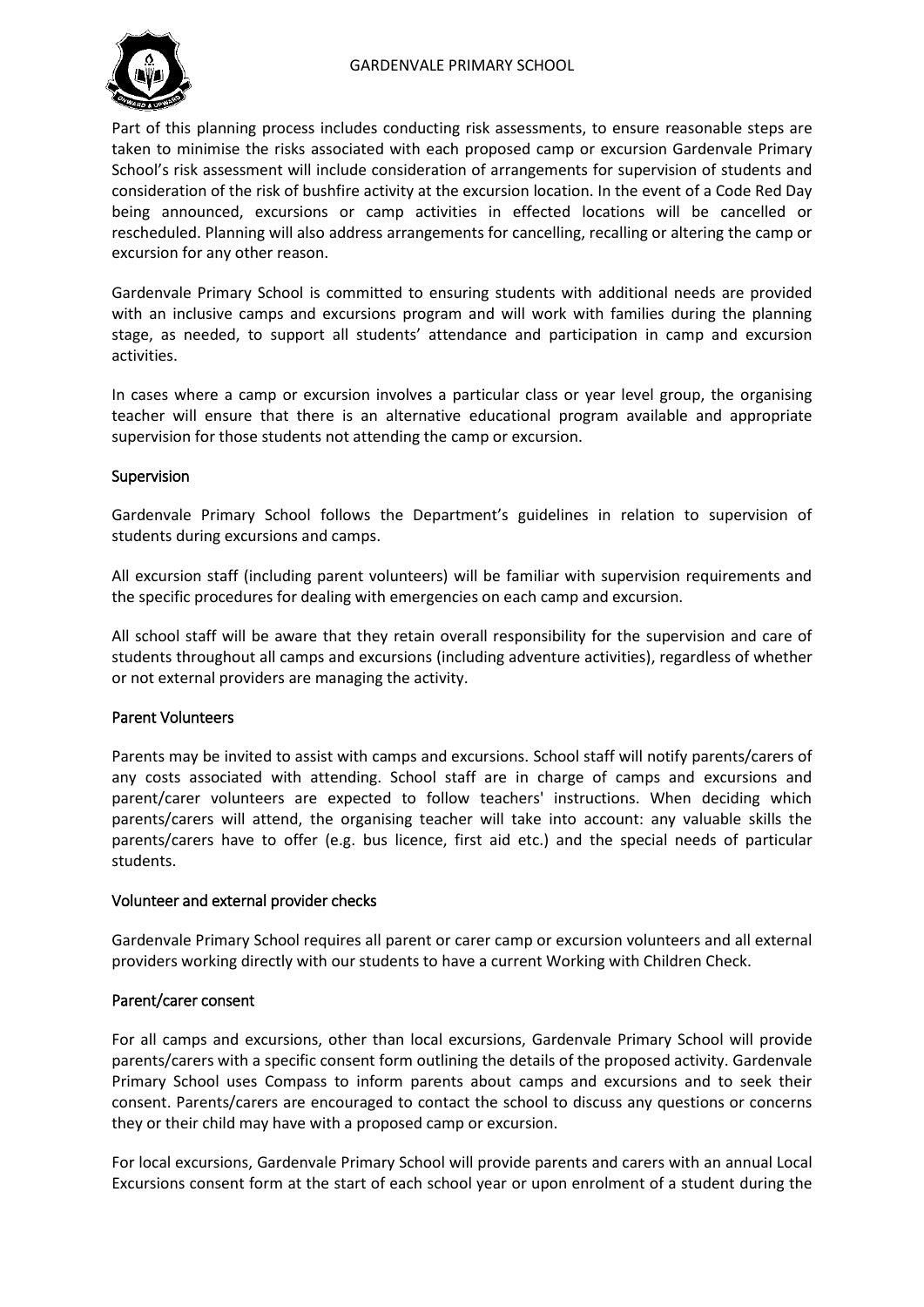Part of this planning process includes conducting risk assessments, to ensure reasonable steps are taken to minimise the risks associated with each proposed camp or excursion Gardenvale Primary School's risk assessment will include consideration of arrangements for supervision of students and consideration of the risk of bushfire activity at the excursion location. In the event of a Code Red Day being announced, excursions or camp activities in effected locations will be cancelled or rescheduled. Planning will also address arrangements for cancelling, recalling or altering the camp or excursion for any other reason.

Gardenvale Primary School is committed to ensuring students with additional needs are provided with an inclusive camps and excursions program and will work with families during the planning stage, as needed, to support all students' attendance and participation in camp and excursion activities.

In cases where a camp or excursion involves a particular class or year level group, the organising teacher will ensure that there is an alternative educational program available and appropriate supervision for those students not attending the camp or excursion.

### Supervision

Gardenvale Primary School follows the Department's guidelines in relation to supervision of students during excursions and camps.

All excursion staff (including parent volunteers) will be familiar with supervision requirements and the specific procedures for dealing with emergencies on each camp and excursion.

All school staff will be aware that they retain overall responsibility for the supervision and care of students throughout all camps and excursions (including adventure activities), regardless of whether or not external providers are managing the activity.

### Parent Volunteers

Parents may be invited to assist with camps and excursions. School staff will notify parents/carers of any costs associated with attending. School staff are in charge of camps and excursions and parent/carer volunteers are expected to follow teachers' instructions. When deciding which parents/carers will attend, the organising teacher will take into account: any valuable skills the parents/carers have to offer (e.g. bus licence, first aid etc.) and the special needs of particular students.

### Volunteer and external provider checks

Gardenvale Primary School requires all parent or carer camp or excursion volunteers and all external providers working directly with our students to have a current Working with Children Check.

### Parent/carer consent

For all camps and excursions, other than local excursions, Gardenvale Primary School will provide parents/carers with a specific consent form outlining the details of the proposed activity. Gardenvale Primary School uses Compass to inform parents about camps and excursions and to seek their consent. Parents/carers are encouraged to contact the school to discuss any questions or concerns they or their child may have with a proposed camp or excursion.

For local excursions, Gardenvale Primary School will provide parents and carers with an annual Local Excursions consent form at the start of each school year or upon enrolment of a student during the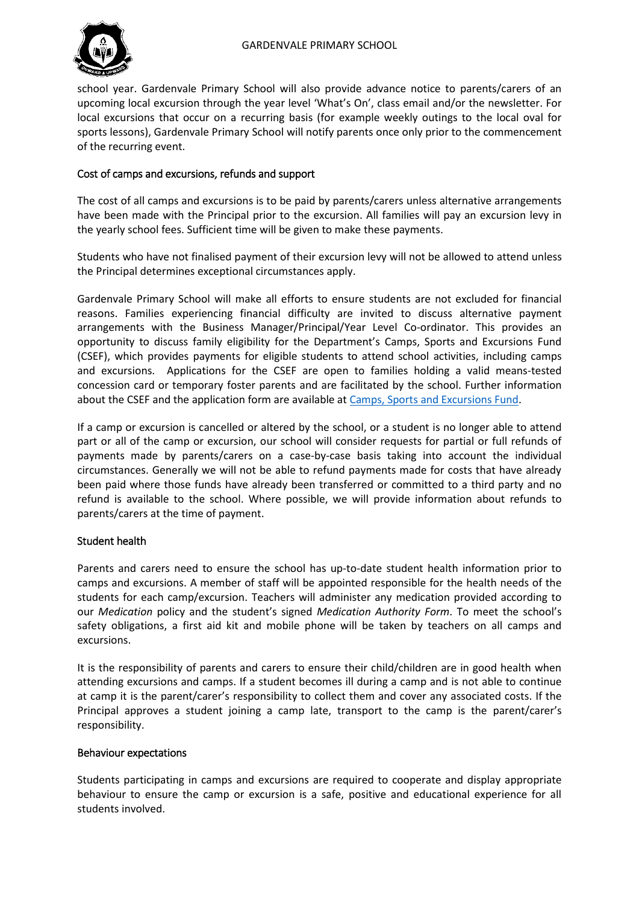school year. Gardenvale Primary School will also provide advance notice to parents/carers of an upcoming local excursion through the year level 'What's On', class email and/or the newsletter. For local excursions that occur on a recurring basis (for example weekly outings to the local oval for sports lessons), Gardenvale Primary School will notify parents once only prior to the commencement of the recurring event.

### Cost of camps and excursions, refunds and support

The cost of all camps and excursions is to be paid by parents/carers unless alternative arrangements have been made with the Principal prior to the excursion. All families will pay an excursion levy in the yearly school fees. Sufficient time will be given to make these payments.

Students who have not finalised payment of their excursion levy will not be allowed to attend unless the Principal determines exceptional circumstances apply.

Gardenvale Primary School will make all efforts to ensure students are not excluded for financial reasons. Families experiencing financial difficulty are invited to discuss alternative payment arrangements with the Business Manager/Principal/Year Level Co-ordinator. This provides an opportunity to discuss family eligibility for the Department's Camps, Sports and Excursions Fund (CSEF), which provides payments for eligible students to attend school activities, including camps and excursions. Applications for the CSEF are open to families holding a valid means-tested concession card or temporary foster parents and are facilitated by the school. Further information about the CSEF and the application form are available at Camps, Sports and Excursions Fund.

If a camp or excursion is cancelled or altered by the school, or a student is no longer able to attend part or all of the camp or excursion, our school will consider requests for partial or full refunds of payments made by parents/carers on a case-by-case basis taking into account the individual circumstances. Generally we will not be able to refund payments made for costs that have already been paid where those funds have already been transferred or committed to a third party and no refund is available to the school. Where possible, we will provide information about refunds to parents/carers at the time of payment.

### Student health

Parents and carers need to ensure the school has up-to-date student health information prior to camps and excursions. A member of staff will be appointed responsible for the health needs of the students for each camp/excursion. Teachers will administer any medication provided according to our *Medication* policy and the student's signed *Medication Authority Form*. To meet the school's safety obligations, a first aid kit and mobile phone will be taken by teachers on all camps and excursions.

It is the responsibility of parents and carers to ensure their child/children are in good health when attending excursions and camps. If a student becomes ill during a camp and is not able to continue at camp it is the parent/carer's responsibility to collect them and cover any associated costs. If the Principal approves a student joining a camp late, transport to the camp is the parent/carer's responsibility.

### Behaviour expectations

Students participating in camps and excursions are required to cooperate and display appropriate behaviour to ensure the camp or excursion is a safe, positive and educational experience for all students involved.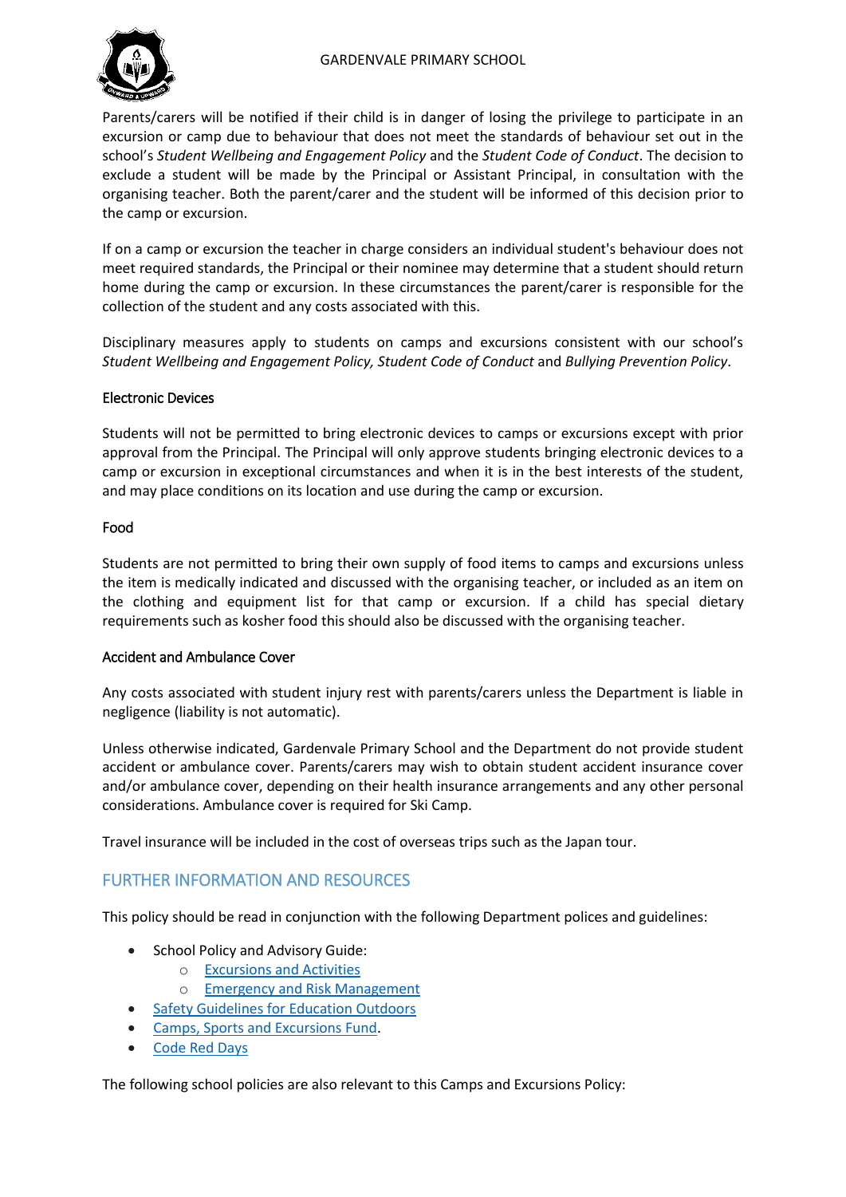Parents/carers will be notified if their child is in danger of losing the privilege to participate in an excursion or camp due to behaviour that does not meet the standards of behaviour set out in the school's *Student Wellbeing and Engagement Policy* and the *Student Code of Conduct*. The decision to exclude a student will be made by the Principal or Assistant Principal, in consultation with the organising teacher. Both the parent/carer and the student will be informed of this decision prior to the camp or excursion.

If on a camp or excursion the teacher in charge considers an individual student's behaviour does not meet required standards, the Principal or their nominee may determine that a student should return home during the camp or excursion. In these circumstances the parent/carer is responsible for the collection of the student and any costs associated with this.

Disciplinary measures apply to students on camps and excursions consistent with our school's *Student Wellbeing and Engagement Policy, Student Code of Conduct* and *Bullying Prevention Policy*.

### Electronic Devices

Students will not be permitted to bring electronic devices to camps or excursions except with prior approval from the Principal. The Principal will only approve students bringing electronic devices to a camp or excursion in exceptional circumstances and when it is in the best interests of the student, and may place conditions on its location and use during the camp or excursion.

### Food

Students are not permitted to bring their own supply of food items to camps and excursions unless the item is medically indicated and discussed with the organising teacher, or included as an item on the clothing and equipment list for that camp or excursion. If a child has special dietary requirements such as kosher food this should also be discussed with the organising teacher.

### Accident and Ambulance Cover

Any costs associated with student injury rest with parents/carers unless the Department is liable in negligence (liability is not automatic).

Unless otherwise indicated, Gardenvale Primary School and the Department do not provide student accident or ambulance cover. Parents/carers may wish to obtain student accident insurance cover and/or ambulance cover, depending on their health insurance arrangements and any other personal considerations. Ambulance cover is required for Ski Camp.

Travel insurance will be included in the cost of overseas trips such as the Japan tour.

## FURTHER INFORMATION AND RESOURCES

This policy should be read in conjunction with the following Department polices and guidelines:

- School Policy and Advisory Guide:
  - Excursions and Activities
  - Emergency and Risk Management
- Safety Guidelines for Education Outdoors
- Camps, Sports and Excursions Fund.
- Code Red Days

The following school policies are also relevant to this Camps and Excursions Policy: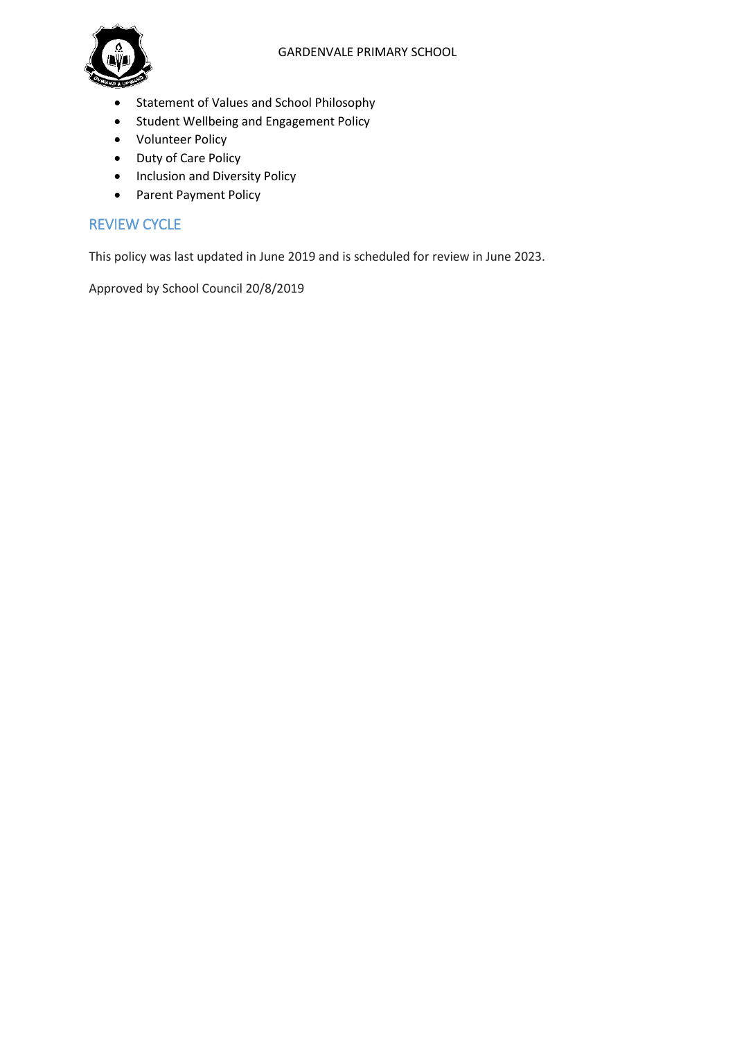- Statement of Values and School Philosophy
- Student Wellbeing and Engagement Policy
- Volunteer Policy
- Duty of Care Policy
- Inclusion and Diversity Policy
- Parent Payment Policy

## REVIEW CYCLE

This policy was last updated in June 2019 and is scheduled for review in June 2023.

Approved by School Council 20/8/2019